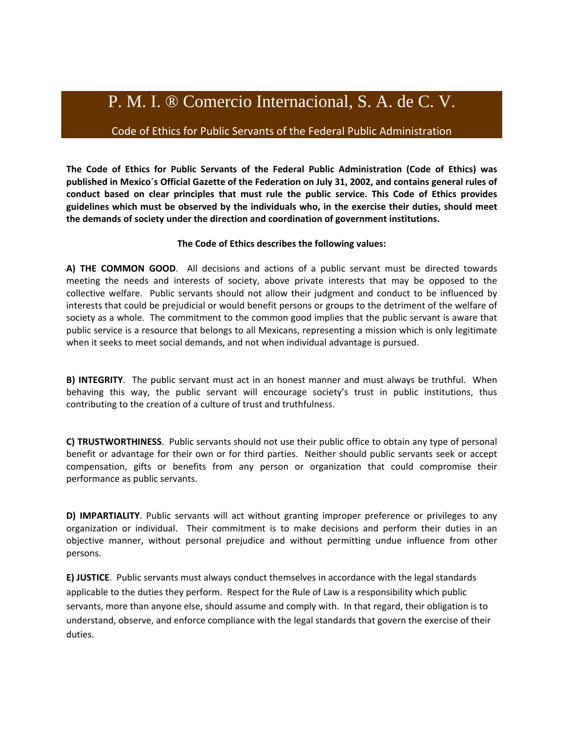# P. M. I. ® Comercio Internacional, S. A. de C. V.

## Code of Ethics for Public Servants of the Federal Public Administration

**The Code of Ethics for Public Servants of the Federal Public Administration (Code of Ethics) was published in Mexico´s Official Gazette of the Federation on July 31, 2002, and contains general rules of conduct based on clear principles that must rule the public service. This Code of Ethics provides guidelines which must be observed by the individuals who, in the exercise their duties, should meet the demands of society under the direction and coordination of government institutions.**

**The Code of Ethics describes the following values:**

**A) THE COMMON GOOD**. All decisions and actions of a public servant must be directed towards meeting the needs and interests of society, above private interests that may be opposed to the collective welfare. Public servants should not allow their judgment and conduct to be influenced by interests that could be prejudicial or would benefit persons or groups to the detriment of the welfare of society as a whole. The commitment to the common good implies that the public servant is aware that public service is a resource that belongs to all Mexicans, representing a mission which is only legitimate when it seeks to meet social demands, and not when individual advantage is pursued.

**B) INTEGRITY**. The public servant must act in an honest manner and must always be truthful. When behaving this way, the public servant will encourage society's trust in public institutions, thus contributing to the creation of a culture of trust and truthfulness.

**C) TRUSTWORTHINESS**. Public servants should not use their public office to obtain any type of personal benefit or advantage for their own or for third parties. Neither should public servants seek or accept compensation, gifts or benefits from any person or organization that could compromise their performance as public servants.

**D) IMPARTIALITY**. Public servants will act without granting improper preference or privileges to any organization or individual. Their commitment is to make decisions and perform their duties in an objective manner, without personal prejudice and without permitting undue influence from other persons.

**E) JUSTICE**. Public servants must always conduct themselves in accordance with the legal standards applicable to the duties they perform. Respect for the Rule of Law is a responsibility which public servants, more than anyone else, should assume and comply with. In that regard, their obligation is to understand, observe, and enforce compliance with the legal standards that govern the exercise of their duties.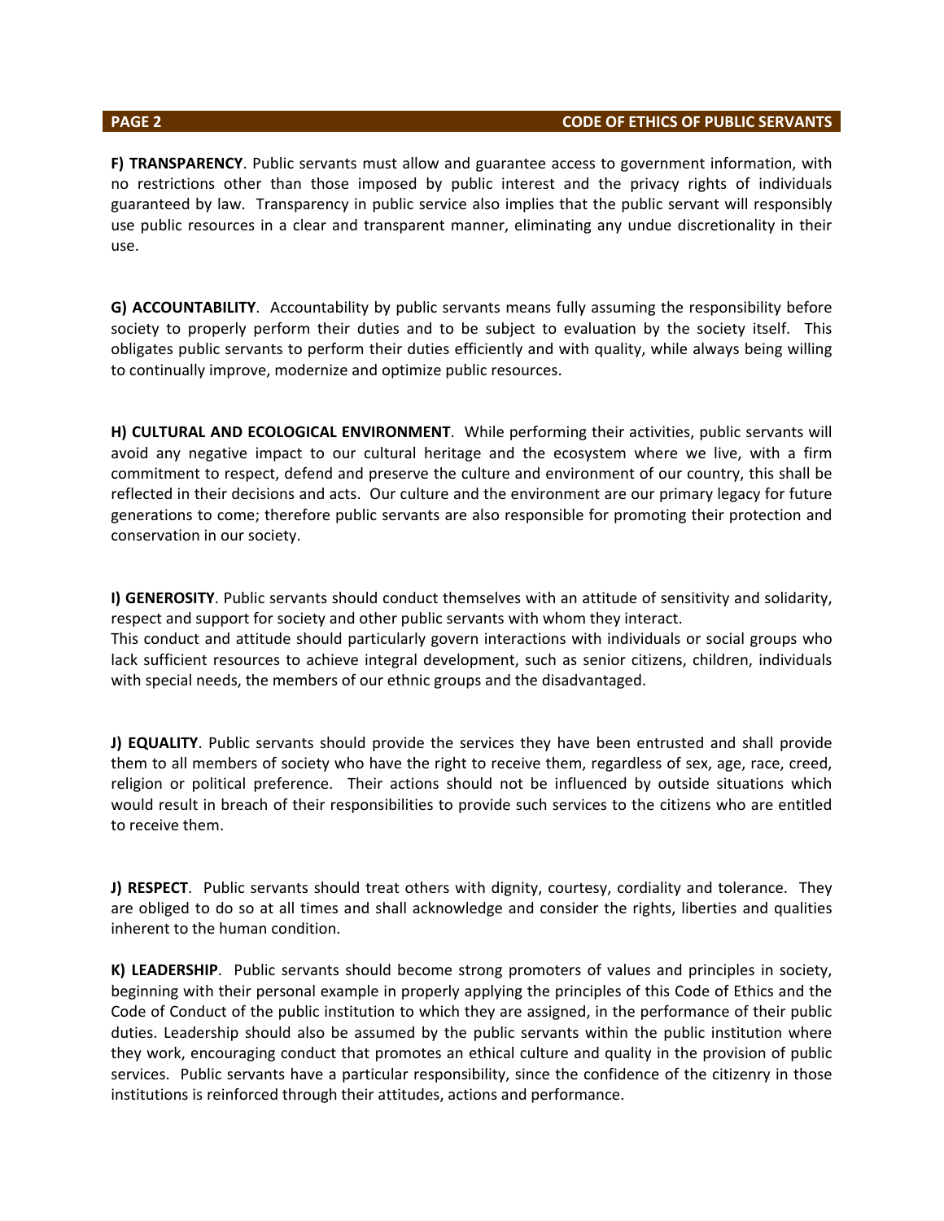**F) TRANSPARENCY**. Public servants must allow and guarantee access to government information, with no restrictions other than those imposed by public interest and the privacy rights of individuals guaranteed by law. Transparency in public service also implies that the public servant will responsibly use public resources in a clear and transparent manner, eliminating any undue discretionality in their use.

**G) ACCOUNTABILITY**. Accountability by public servants means fully assuming the responsibility before society to properly perform their duties and to be subject to evaluation by the society itself. This obligates public servants to perform their duties efficiently and with quality, while always being willing to continually improve, modernize and optimize public resources.

**H) CULTURAL AND ECOLOGICAL ENVIRONMENT**. While performing their activities, public servants will avoid any negative impact to our cultural heritage and the ecosystem where we live, with a firm commitment to respect, defend and preserve the culture and environment of our country, this shall be reflected in their decisions and acts. Our culture and the environment are our primary legacy for future generations to come; therefore public servants are also responsible for promoting their protection and conservation in our society.

**I) GENEROSITY**. Public servants should conduct themselves with an attitude of sensitivity and solidarity, respect and support for society and other public servants with whom they interact.
This conduct and attitude should particularly govern interactions with individuals or social groups who lack sufficient resources to achieve integral development, such as senior citizens, children, individuals with special needs, the members of our ethnic groups and the disadvantaged.

**J) EQUALITY**. Public servants should provide the services they have been entrusted and shall provide them to all members of society who have the right to receive them, regardless of sex, age, race, creed, religion or political preference. Their actions should not be influenced by outside situations which would result in breach of their responsibilities to provide such services to the citizens who are entitled to receive them.

**J) RESPECT**. Public servants should treat others with dignity, courtesy, cordiality and tolerance. They are obliged to do so at all times and shall acknowledge and consider the rights, liberties and qualities inherent to the human condition.

**K) LEADERSHIP**. Public servants should become strong promoters of values and principles in society, beginning with their personal example in properly applying the principles of this Code of Ethics and the Code of Conduct of the public institution to which they are assigned, in the performance of their public duties. Leadership should also be assumed by the public servants within the public institution where they work, encouraging conduct that promotes an ethical culture and quality in the provision of public services. Public servants have a particular responsibility, since the confidence of the citizenry in those institutions is reinforced through their attitudes, actions and performance.